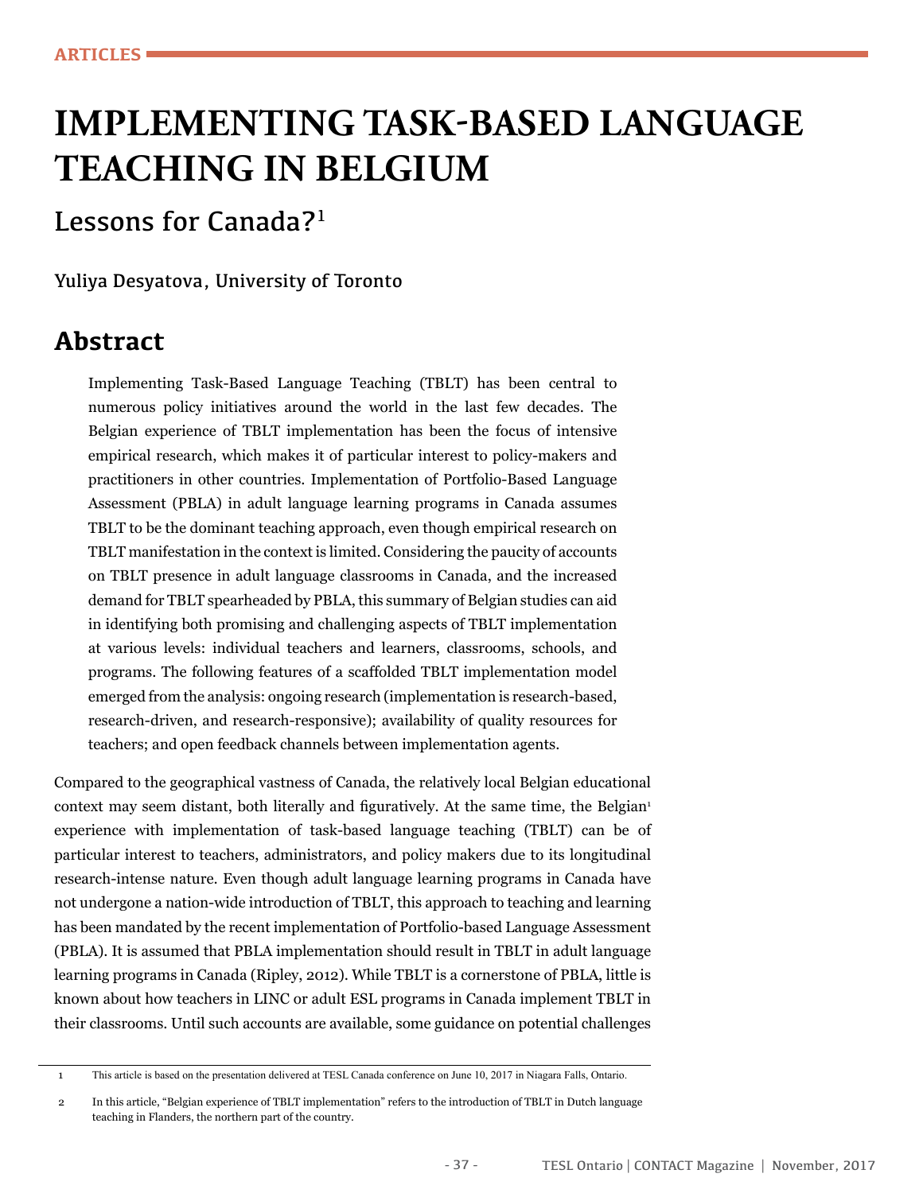ARTICLES

# IMPLEMENTING TASK-BASED LANGUAGE TEACHING IN BELGIUM

## Lessons for Canada?[1]

Yuliya Desyatova, University of Toronto

## Abstract

Implementing Task-Based Language Teaching (TBLT) has been central to numerous policy initiatives around the world in the last few decades. The Belgian experience of TBLT implementation has been the focus of intensive empirical research, which makes it of particular interest to policy-makers and practitioners in other countries. Implementation of Portfolio-Based Language Assessment (PBLA) in adult language learning programs in Canada assumes TBLT to be the dominant teaching approach, even though empirical research on TBLT manifestation in the context is limited. Considering the paucity of accounts on TBLT presence in adult language classrooms in Canada, and the increased demand for TBLT spearheaded by PBLA, this summary of Belgian studies can aid in identifying both promising and challenging aspects of TBLT implementation at various levels: individual teachers and learners, classrooms, schools, and programs. The following features of a scaffolded TBLT implementation model emerged from the analysis: ongoing research (implementation is research-based, research-driven, and research-responsive); availability of quality resources for teachers; and open feedback channels between implementation agents.

Compared to the geographical vastness of Canada, the relatively local Belgian educational context may seem distant, both literally and figuratively. At the same time, the Belgian[2] experience with implementation of task-based language teaching (TBLT) can be of particular interest to teachers, administrators, and policy makers due to its longitudinal research-intense nature. Even though adult language learning programs in Canada have not undergone a nation-wide introduction of TBLT, this approach to teaching and learning has been mandated by the recent implementation of Portfolio-based Language Assessment (PBLA). It is assumed that PBLA implementation should result in TBLT in adult language learning programs in Canada (Ripley, 2012). While TBLT is a cornerstone of PBLA, little is known about how teachers in LINC or adult ESL programs in Canada implement TBLT in their classrooms. Until such accounts are available, some guidance on potential challenges

---

1 This article is based on the presentation delivered at TESL Canada conference on June 10, 2017 in Niagara Falls, Ontario.

2 In this article, "Belgian experience of TBLT implementation" refers to the introduction of TBLT in Dutch language teaching in Flanders, the northern part of the country.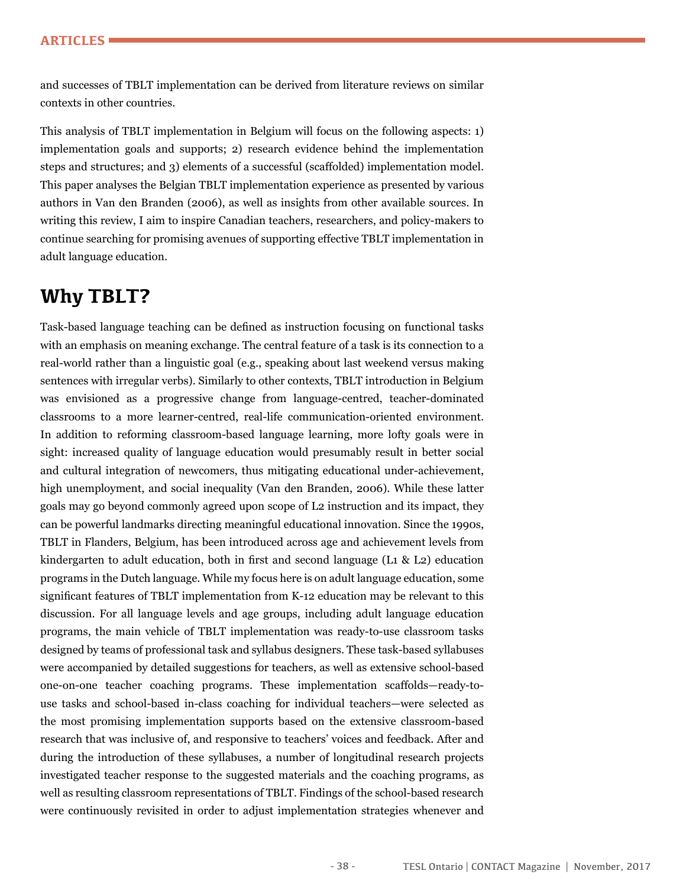and successes of TBLT implementation can be derived from literature reviews on similar contexts in other countries.

This analysis of TBLT implementation in Belgium will focus on the following aspects: 1) implementation goals and supports; 2) research evidence behind the implementation steps and structures; and 3) elements of a successful (scaffolded) implementation model. This paper analyses the Belgian TBLT implementation experience as presented by various authors in Van den Branden (2006), as well as insights from other available sources. In writing this review, I aim to inspire Canadian teachers, researchers, and policy-makers to continue searching for promising avenues of supporting effective TBLT implementation in adult language education.

## Why TBLT?

Task-based language teaching can be defined as instruction focusing on functional tasks with an emphasis on meaning exchange. The central feature of a task is its connection to a real-world rather than a linguistic goal (e.g., speaking about last weekend versus making sentences with irregular verbs). Similarly to other contexts, TBLT introduction in Belgium was envisioned as a progressive change from language-centred, teacher-dominated classrooms to a more learner-centred, real-life communication-oriented environment. In addition to reforming classroom-based language learning, more lofty goals were in sight: increased quality of language education would presumably result in better social and cultural integration of newcomers, thus mitigating educational under-achievement, high unemployment, and social inequality (Van den Branden, 2006). While these latter goals may go beyond commonly agreed upon scope of L2 instruction and its impact, they can be powerful landmarks directing meaningful educational innovation. Since the 1990s, TBLT in Flanders, Belgium, has been introduced across age and achievement levels from kindergarten to adult education, both in first and second language (L1 & L2) education programs in the Dutch language. While my focus here is on adult language education, some significant features of TBLT implementation from K-12 education may be relevant to this discussion. For all language levels and age groups, including adult language education programs, the main vehicle of TBLT implementation was ready-to-use classroom tasks designed by teams of professional task and syllabus designers. These task-based syllabuses were accompanied by detailed suggestions for teachers, as well as extensive school-based one-on-one teacher coaching programs. These implementation scaffolds—ready-to-use tasks and school-based in-class coaching for individual teachers—were selected as the most promising implementation supports based on the extensive classroom-based research that was inclusive of, and responsive to teachers' voices and feedback. After and during the introduction of these syllabuses, a number of longitudinal research projects investigated teacher response to the suggested materials and the coaching programs, as well as resulting classroom representations of TBLT. Findings of the school-based research were continuously revisited in order to adjust implementation strategies whenever and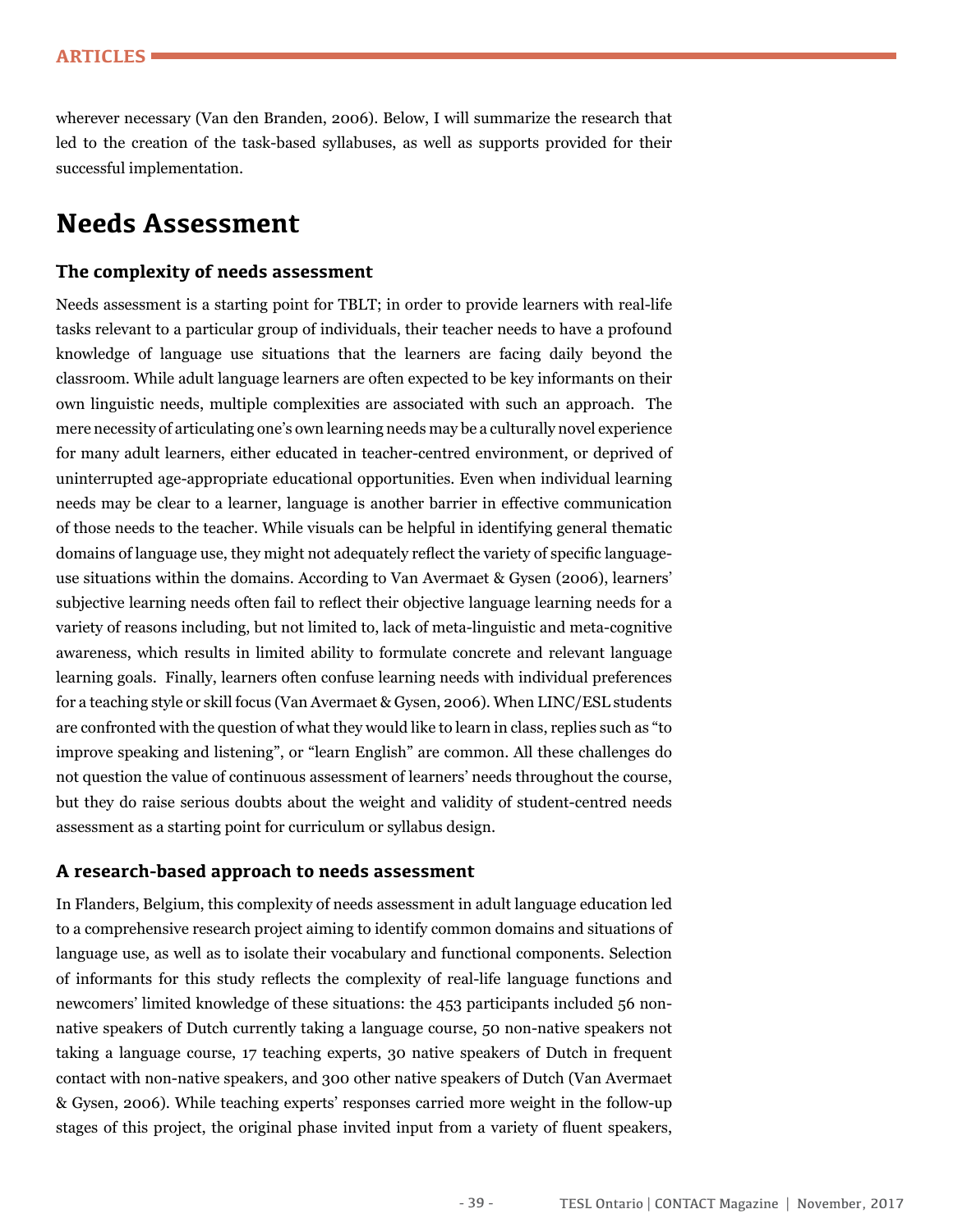wherever necessary (Van den Branden, 2006). Below, I will summarize the research that led to the creation of the task-based syllabuses, as well as supports provided for their successful implementation.

## Needs Assessment

### The complexity of needs assessment

Needs assessment is a starting point for TBLT; in order to provide learners with real-life tasks relevant to a particular group of individuals, their teacher needs to have a profound knowledge of language use situations that the learners are facing daily beyond the classroom. While adult language learners are often expected to be key informants on their own linguistic needs, multiple complexities are associated with such an approach. The mere necessity of articulating one's own learning needs may be a culturally novel experience for many adult learners, either educated in teacher-centred environment, or deprived of uninterrupted age-appropriate educational opportunities. Even when individual learning needs may be clear to a learner, language is another barrier in effective communication of those needs to the teacher. While visuals can be helpful in identifying general thematic domains of language use, they might not adequately reflect the variety of specific language-use situations within the domains. According to Van Avermaet & Gysen (2006), learners' subjective learning needs often fail to reflect their objective language learning needs for a variety of reasons including, but not limited to, lack of meta-linguistic and meta-cognitive awareness, which results in limited ability to formulate concrete and relevant language learning goals. Finally, learners often confuse learning needs with individual preferences for a teaching style or skill focus (Van Avermaet & Gysen, 2006). When LINC/ESL students are confronted with the question of what they would like to learn in class, replies such as "to improve speaking and listening", or "learn English" are common. All these challenges do not question the value of continuous assessment of learners' needs throughout the course, but they do raise serious doubts about the weight and validity of student-centred needs assessment as a starting point for curriculum or syllabus design.

### A research-based approach to needs assessment

In Flanders, Belgium, this complexity of needs assessment in adult language education led to a comprehensive research project aiming to identify common domains and situations of language use, as well as to isolate their vocabulary and functional components. Selection of informants for this study reflects the complexity of real-life language functions and newcomers' limited knowledge of these situations: the 453 participants included 56 non-native speakers of Dutch currently taking a language course, 50 non-native speakers not taking a language course, 17 teaching experts, 30 native speakers of Dutch in frequent contact with non-native speakers, and 300 other native speakers of Dutch (Van Avermaet & Gysen, 2006). While teaching experts' responses carried more weight in the follow-up stages of this project, the original phase invited input from a variety of fluent speakers,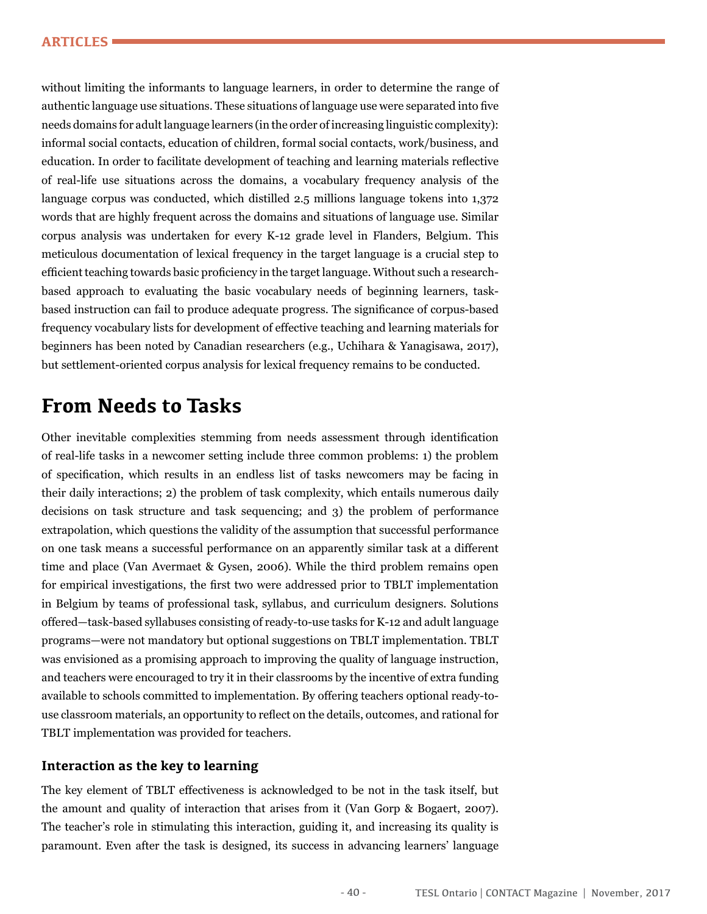without limiting the informants to language learners, in order to determine the range of authentic language use situations. These situations of language use were separated into five needs domains for adult language learners (in the order of increasing linguistic complexity): informal social contacts, education of children, formal social contacts, work/business, and education. In order to facilitate development of teaching and learning materials reflective of real-life use situations across the domains, a vocabulary frequency analysis of the language corpus was conducted, which distilled 2.5 millions language tokens into 1,372 words that are highly frequent across the domains and situations of language use. Similar corpus analysis was undertaken for every K-12 grade level in Flanders, Belgium. This meticulous documentation of lexical frequency in the target language is a crucial step to efficient teaching towards basic proficiency in the target language. Without such a research-based approach to evaluating the basic vocabulary needs of beginning learners, task-based instruction can fail to produce adequate progress. The significance of corpus-based frequency vocabulary lists for development of effective teaching and learning materials for beginners has been noted by Canadian researchers (e.g., Uchihara & Yanagisawa, 2017), but settlement-oriented corpus analysis for lexical frequency remains to be conducted.

## From Needs to Tasks

Other inevitable complexities stemming from needs assessment through identification of real-life tasks in a newcomer setting include three common problems: 1) the problem of specification, which results in an endless list of tasks newcomers may be facing in their daily interactions; 2) the problem of task complexity, which entails numerous daily decisions on task structure and task sequencing; and 3) the problem of performance extrapolation, which questions the validity of the assumption that successful performance on one task means a successful performance on an apparently similar task at a different time and place (Van Avermaet & Gysen, 2006). While the third problem remains open for empirical investigations, the first two were addressed prior to TBLT implementation in Belgium by teams of professional task, syllabus, and curriculum designers. Solutions offered—task-based syllabuses consisting of ready-to-use tasks for K-12 and adult language programs—were not mandatory but optional suggestions on TBLT implementation. TBLT was envisioned as a promising approach to improving the quality of language instruction, and teachers were encouraged to try it in their classrooms by the incentive of extra funding available to schools committed to implementation. By offering teachers optional ready-to-use classroom materials, an opportunity to reflect on the details, outcomes, and rational for TBLT implementation was provided for teachers.

### Interaction as the key to learning

The key element of TBLT effectiveness is acknowledged to be not in the task itself, but the amount and quality of interaction that arises from it (Van Gorp & Bogaert, 2007). The teacher's role in stimulating this interaction, guiding it, and increasing its quality is paramount. Even after the task is designed, its success in advancing learners' language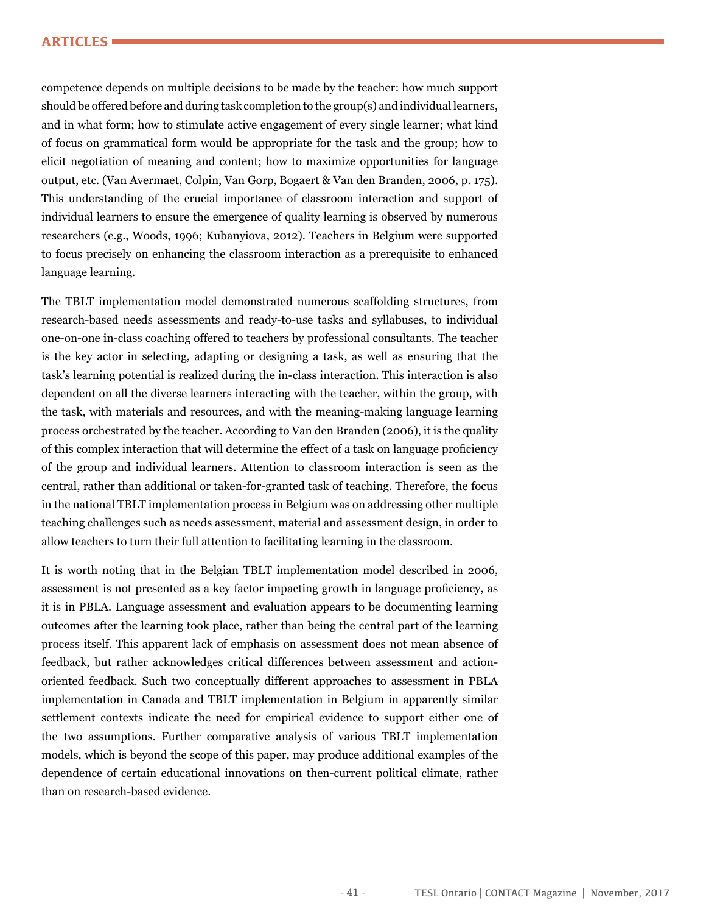competence depends on multiple decisions to be made by the teacher: how much support should be offered before and during task completion to the group(s) and individual learners, and in what form; how to stimulate active engagement of every single learner; what kind of focus on grammatical form would be appropriate for the task and the group; how to elicit negotiation of meaning and content; how to maximize opportunities for language output, etc. (Van Avermaet, Colpin, Van Gorp, Bogaert & Van den Branden, 2006, p. 175). This understanding of the crucial importance of classroom interaction and support of individual learners to ensure the emergence of quality learning is observed by numerous researchers (e.g., Woods, 1996; Kubanyiova, 2012). Teachers in Belgium were supported to focus precisely on enhancing the classroom interaction as a prerequisite to enhanced language learning.

The TBLT implementation model demonstrated numerous scaffolding structures, from research-based needs assessments and ready-to-use tasks and syllabuses, to individual one-on-one in-class coaching offered to teachers by professional consultants. The teacher is the key actor in selecting, adapting or designing a task, as well as ensuring that the task's learning potential is realized during the in-class interaction. This interaction is also dependent on all the diverse learners interacting with the teacher, within the group, with the task, with materials and resources, and with the meaning-making language learning process orchestrated by the teacher. According to Van den Branden (2006), it is the quality of this complex interaction that will determine the effect of a task on language proficiency of the group and individual learners. Attention to classroom interaction is seen as the central, rather than additional or taken-for-granted task of teaching. Therefore, the focus in the national TBLT implementation process in Belgium was on addressing other multiple teaching challenges such as needs assessment, material and assessment design, in order to allow teachers to turn their full attention to facilitating learning in the classroom.

It is worth noting that in the Belgian TBLT implementation model described in 2006, assessment is not presented as a key factor impacting growth in language proficiency, as it is in PBLA. Language assessment and evaluation appears to be documenting learning outcomes after the learning took place, rather than being the central part of the learning process itself. This apparent lack of emphasis on assessment does not mean absence of feedback, but rather acknowledges critical differences between assessment and action-oriented feedback. Such two conceptually different approaches to assessment in PBLA implementation in Canada and TBLT implementation in Belgium in apparently similar settlement contexts indicate the need for empirical evidence to support either one of the two assumptions. Further comparative analysis of various TBLT implementation models, which is beyond the scope of this paper, may produce additional examples of the dependence of certain educational innovations on then-current political climate, rather than on research-based evidence.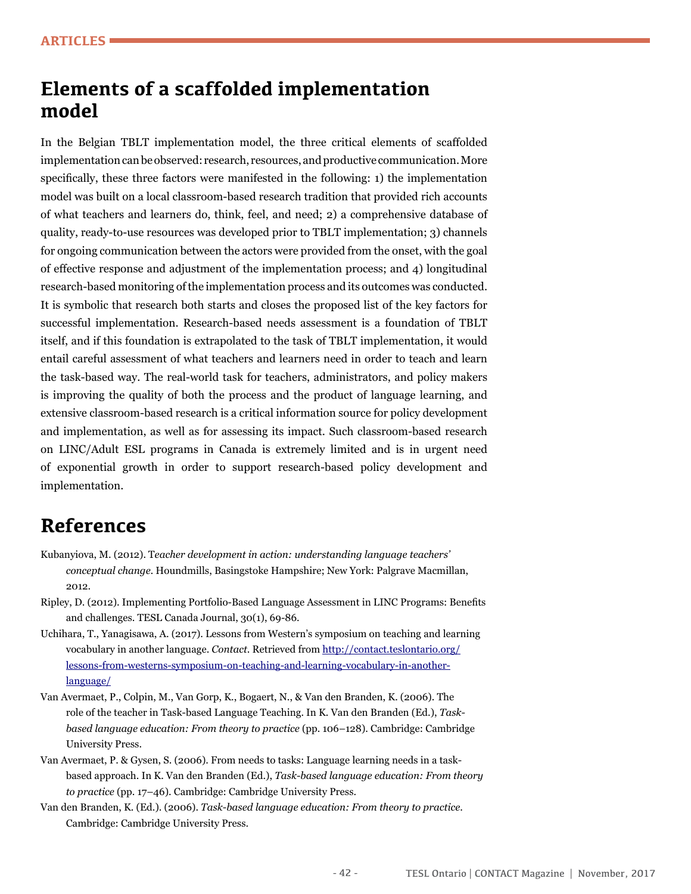## Elements of a scaffolded implementation model

In the Belgian TBLT implementation model, the three critical elements of scaffolded implementation can be observed: research, resources, and productive communication. More specifically, these three factors were manifested in the following: 1) the implementation model was built on a local classroom-based research tradition that provided rich accounts of what teachers and learners do, think, feel, and need; 2) a comprehensive database of quality, ready-to-use resources was developed prior to TBLT implementation; 3) channels for ongoing communication between the actors were provided from the onset, with the goal of effective response and adjustment of the implementation process; and 4) longitudinal research-based monitoring of the implementation process and its outcomes was conducted. It is symbolic that research both starts and closes the proposed list of the key factors for successful implementation. Research-based needs assessment is a foundation of TBLT itself, and if this foundation is extrapolated to the task of TBLT implementation, it would entail careful assessment of what teachers and learners need in order to teach and learn the task-based way. The real-world task for teachers, administrators, and policy makers is improving the quality of both the process and the product of language learning, and extensive classroom-based research is a critical information source for policy development and implementation, as well as for assessing its impact. Such classroom-based research on LINC/Adult ESL programs in Canada is extremely limited and is in urgent need of exponential growth in order to support research-based policy development and implementation.

## References

Kubanyiova, M. (2012). T*eacher development in action: understanding language teachers' conceptual change*. Houndmills, Basingstoke Hampshire; New York: Palgrave Macmillan, 2012.

Ripley, D. (2012). Implementing Portfolio-Based Language Assessment in LINC Programs: Benefits and challenges. TESL Canada Journal, 30(1), 69-86.

Uchihara, T., Yanagisawa, A. (2017). Lessons from Western's symposium on teaching and learning vocabulary in another language. *Contact*. Retrieved from http://contact.teslontario.org/lessons-from-westerns-symposium-on-teaching-and-learning-vocabulary-in-another-language/

Van Avermaet, P., Colpin, M., Van Gorp, K., Bogaert, N., & Van den Branden, K. (2006). The role of the teacher in Task-based Language Teaching. In K. Van den Branden (Ed.), *Task-based language education: From theory to practice* (pp. 106–128). Cambridge: Cambridge University Press.

Van Avermaet, P. & Gysen, S. (2006). From needs to tasks: Language learning needs in a task-based approach. In K. Van den Branden (Ed.), *Task-based language education: From theory to practice* (pp. 17–46). Cambridge: Cambridge University Press.

Van den Branden, K. (Ed.). (2006). *Task-based language education: From theory to practice*. Cambridge: Cambridge University Press.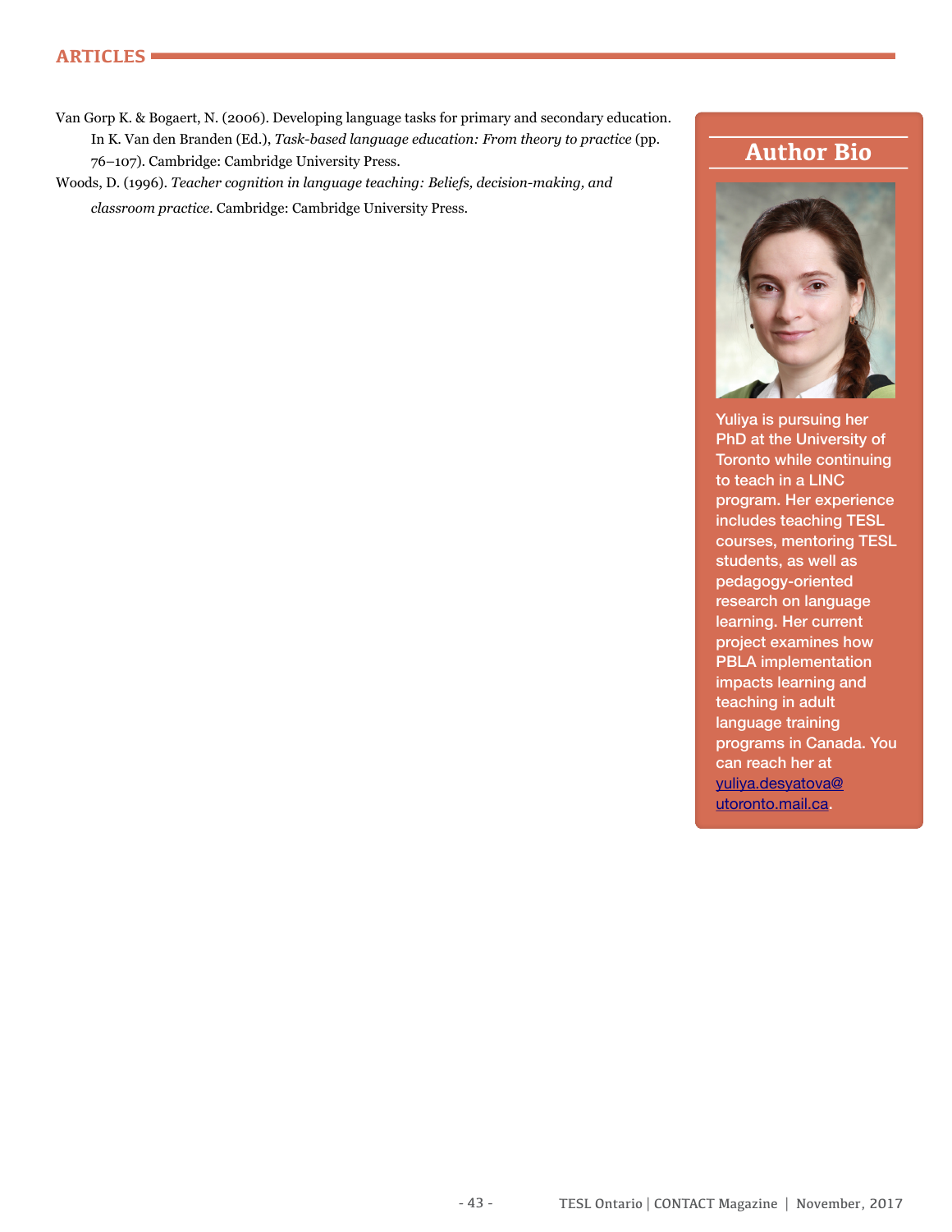Van Gorp K. & Bogaert, N. (2006). Developing language tasks for primary and secondary education. In K. Van den Branden (Ed.), *Task-based language education: From theory to practice* (pp. 76–107). Cambridge: Cambridge University Press.

Woods, D. (1996). *Teacher cognition in language teaching: Beliefs, decision-making, and classroom practice*. Cambridge: Cambridge University Press.

## Author Bio

Yuliya is pursuing her PhD at the University of Toronto while continuing to teach in a LINC program. Her experience includes teaching TESL courses, mentoring TESL students, as well as pedagogy-oriented research on language learning. Her current project examines how PBLA implementation impacts learning and teaching in adult language training programs in Canada. You can reach her at yuliya.desyatova@utoronto.mail.ca.